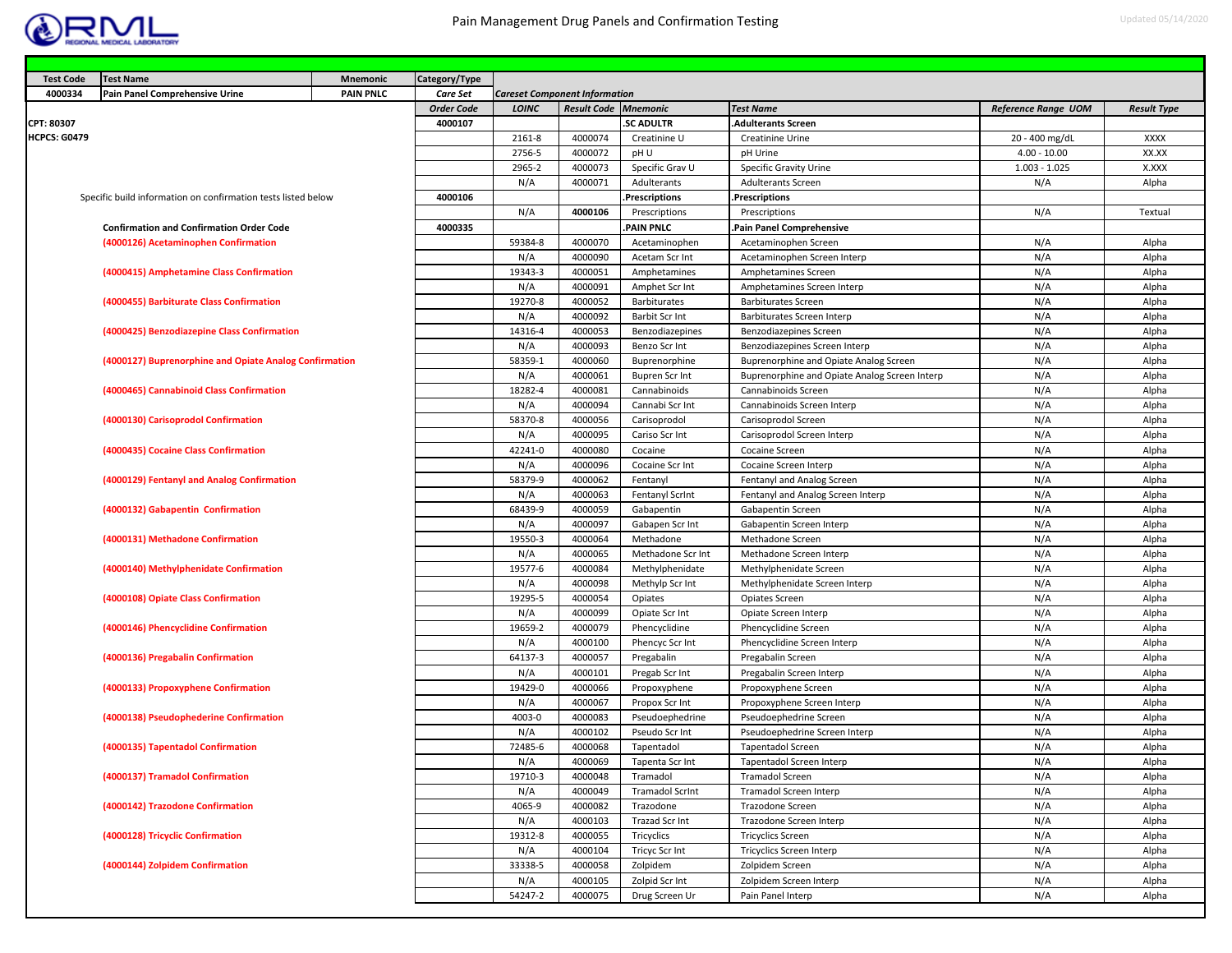# Pain Management Drug Panels and Confirmation Testing

Updated 05/14/2020

| Test Code | Test Name | Mnemonic | Category/Type | | | | | | |
|---|---|---|---|---|---|---|---|---|---|
| 4000334 | Pain Panel Comprehensive Urine | PAIN PNLC | Care Set | Careset Component Information | | | | | |
| | | | Order Code | LOINC | Result Code | Mnemonic | Test Name | Reference Range UOM | Result Type |
| CPT: 80307 | | | 4000107 | | | .SC ADULTR | .Adulterants Screen | | |
| HCPCS: G0479 | | | | 2161-8 | 4000074 | Creatinine U | Creatinine Urine | 20 - 400 mg/dL | XXXX |
| | | | | 2756-5 | 4000072 | pH U | pH Urine | 4.00 - 10.00 | XX.XX |
| | | | | 2965-2 | 4000073 | Specific Grav U | Specific Gravity Urine | 1.003 - 1.025 | X.XXX |
| | | | | N/A | 4000071 | Adulterants | Adulterants Screen | N/A | Alpha |
| Specific build information on confirmation tests listed below | | | 4000106 | | | .Prescriptions | .Prescriptions | | |
| | | | | N/A | 4000106 | Prescriptions | Prescriptions | N/A | Textual |
| Confirmation and Confirmation Order Code | | | 4000335 | | | .PAIN PNLC | .Pain Panel Comprehensive | | |
| (4000126) Acetaminophen Confirmation | | | | 59384-8 | 4000070 | Acetaminophen | Acetaminophen Screen | N/A | Alpha |
| | | | | N/A | 4000090 | Acetam Scr Int | Acetaminophen Screen Interp | N/A | Alpha |
| (4000415) Amphetamine Class Confirmation | | | | 19343-3 | 4000051 | Amphetamines | Amphetamines Screen | N/A | Alpha |
| | | | | N/A | 4000091 | Amphet Scr Int | Amphetamines Screen Interp | N/A | Alpha |
| (4000455) Barbiturate Class Confirmation | | | | 19270-8 | 4000052 | Barbiturates | Barbiturates Screen | N/A | Alpha |
| | | | | N/A | 4000092 | Barbit Scr Int | Barbiturates Screen Interp | N/A | Alpha |
| (4000425) Benzodiazepine Class Confirmation | | | | 14316-4 | 4000053 | Benzodiazepines | Benzodiazepines Screen | N/A | Alpha |
| | | | | N/A | 4000093 | Benzo Scr Int | Benzodiazepines Screen Interp | N/A | Alpha |
| (4000127) Buprenorphine and Opiate Analog Confirmation | | | | 58359-1 | 4000060 | Buprenorphine | Buprenorphine and Opiate Analog Screen | N/A | Alpha |
| | | | | N/A | 4000061 | Bupren Scr Int | Buprenorphine and Opiate Analog Screen Interp | N/A | Alpha |
| (4000465) Cannabinoid Class Confirmation | | | | 18282-4 | 4000081 | Cannabinoids | Cannabinoids Screen | N/A | Alpha |
| | | | | N/A | 4000094 | Cannabi Scr Int | Cannabinoids Screen Interp | N/A | Alpha |
| (4000130) Carisoprodol Confirmation | | | | 58370-8 | 4000056 | Carisoprodol | Carisoprodol Screen | N/A | Alpha |
| | | | | N/A | 4000095 | Cariso Scr Int | Carisoprodol Screen Interp | N/A | Alpha |
| (4000435) Cocaine Class Confirmation | | | | 42241-0 | 4000080 | Cocaine | Cocaine Screen | N/A | Alpha |
| | | | | N/A | 4000096 | Cocaine Scr Int | Cocaine Screen Interp | N/A | Alpha |
| (4000129) Fentanyl and Analog Confirmation | | | | 58379-9 | 4000062 | Fentanyl | Fentanyl and Analog Screen | N/A | Alpha |
| | | | | N/A | 4000063 | Fentanyl ScrInt | Fentanyl and Analog Screen Interp | N/A | Alpha |
| (4000132) Gabapentin Confirmation | | | | 68439-9 | 4000059 | Gabapentin | Gabapentin Screen | N/A | Alpha |
| | | | | N/A | 4000097 | Gabapen Scr Int | Gabapentin Screen Interp | N/A | Alpha |
| (4000131) Methadone Confirmation | | | | 19550-3 | 4000064 | Methadone | Methadone Screen | N/A | Alpha |
| | | | | N/A | 4000065 | Methadone Scr Int | Methadone Screen Interp | N/A | Alpha |
| (4000140) Methylphenidate Confirmation | | | | 19577-6 | 4000084 | Methylphenidate | Methylphenidate Screen | N/A | Alpha |
| | | | | N/A | 4000098 | Methylp Scr Int | Methylphenidate Screen Interp | N/A | Alpha |
| (4000108) Opiate Class Confirmation | | | | 19295-5 | 4000054 | Opiates | Opiates Screen | N/A | Alpha |
| | | | | N/A | 4000099 | Opiate Scr Int | Opiate Screen Interp | N/A | Alpha |
| (4000146) Phencyclidine Confirmation | | | | 19659-2 | 4000079 | Phencyclidine | Phencyclidine Screen | N/A | Alpha |
| | | | | N/A | 4000100 | Phencyc Scr Int | Phencyclidine Screen Interp | N/A | Alpha |
| (4000136) Pregabalin Confirmation | | | | 64137-3 | 4000057 | Pregabalin | Pregabalin Screen | N/A | Alpha |
| | | | | N/A | 4000101 | Pregab Scr Int | Pregabalin Screen Interp | N/A | Alpha |
| (4000133) Propoxyphene Confirmation | | | | 19429-0 | 4000066 | Propoxyphene | Propoxyphene Screen | N/A | Alpha |
| | | | | N/A | 4000067 | Propox Scr Int | Propoxyphene Screen Interp | N/A | Alpha |
| (4000138) Pseudophederine Confirmation | | | | 4003-0 | 4000083 | Pseudoephedrine | Pseudoephedrine Screen | N/A | Alpha |
| | | | | N/A | 4000102 | Pseudo Scr Int | Pseudoephedrine Screen Interp | N/A | Alpha |
| (4000135) Tapentadol Confirmation | | | | 72485-6 | 4000068 | Tapentadol | Tapentadol Screen | N/A | Alpha |
| | | | | N/A | 4000069 | Tapenta Scr Int | Tapentadol Screen Interp | N/A | Alpha |
| (4000137) Tramadol Confirmation | | | | 19710-3 | 4000048 | Tramadol | Tramadol Screen | N/A | Alpha |
| | | | | N/A | 4000049 | Tramadol ScrInt | Tramadol Screen Interp | N/A | Alpha |
| (4000142) Trazodone Confirmation | | | | 4065-9 | 4000082 | Trazodone | Trazodone Screen | N/A | Alpha |
| | | | | N/A | 4000103 | Trazad Scr Int | Trazodone Screen Interp | N/A | Alpha |
| (4000128) Tricyclic Confirmation | | | | 19312-8 | 4000055 | Tricyclics | Tricyclics Screen | N/A | Alpha |
| | | | | N/A | 4000104 | Tricyc Scr Int | Tricyclics Screen Interp | N/A | Alpha |
| (4000144) Zolpidem Confirmation | | | | 33338-5 | 4000058 | Zolpidem | Zolpidem Screen | N/A | Alpha |
| | | | | N/A | 4000105 | Zolpid Scr Int | Zolpidem Screen Interp | N/A | Alpha |
| | | | | 54247-2 | 4000075 | Drug Screen Ur | Pain Panel Interp | N/A | Alpha |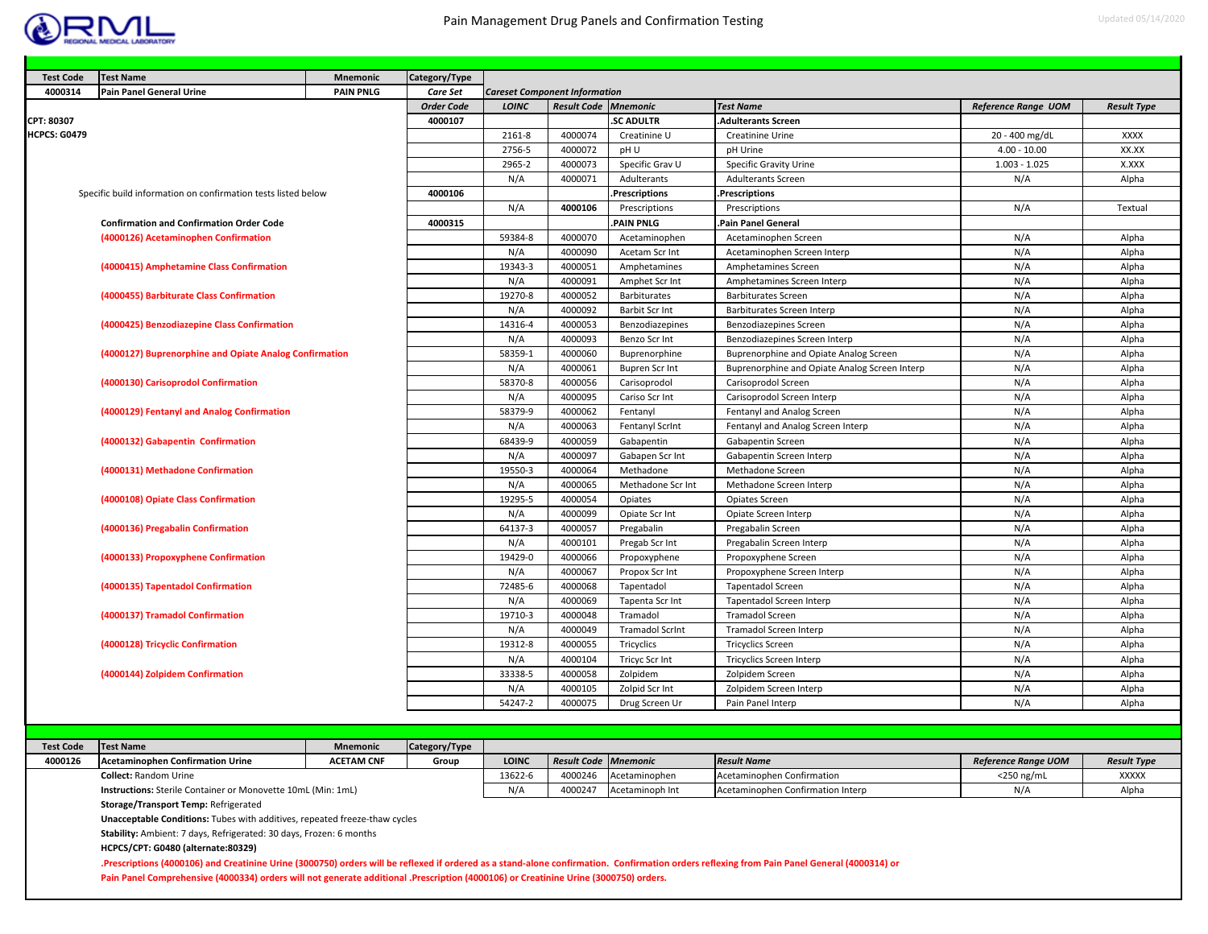# Pain Management Drug Panels and Confirmation Testing

Updated 05/14/2020

| Test Code | Test Name | Mnemonic | Category/Type | | | | | | |
|---|---|---|---|---|---|---|---|---|---|
| 4000314 | Pain Panel General Urine | PAIN PNLG | Care Set | *Careset Component Information* | | | | | |
| | | | *Order Code* | *LOINC* | *Result Code* | *Mnemonic* | *Test Name* | *Reference Range UOM* | *Result Type* |
| CPT: 80307 | | | 4000107 | | | .SC ADULTR | .Adulterants Screen | | |
| HCPCS: G0479 | | | | 2161-8 | 4000074 | Creatinine U | Creatinine Urine | 20 - 400 mg/dL | XXXX |
| | | | | 2756-5 | 4000072 | pH U | pH Urine | 4.00 - 10.00 | XX.XX |
| | | | | 2965-2 | 4000073 | Specific Grav U | Specific Gravity Urine | 1.003 - 1.025 | X.XXX |
| | | | | N/A | 4000071 | Adulterants | Adulterants Screen | N/A | Alpha |
| Specific build information on confirmation tests listed below | | | 4000106 | | | .Prescriptions | .Prescriptions | | |
| | | | | N/A | 4000106 | Prescriptions | Prescriptions | N/A | Textual |
| | **Confirmation and Confirmation Order Code** | | 4000315 | | | .PAIN PNLG | .Pain Panel General | | |
| | (4000126) Acetaminophen Confirmation | | | 59384-8 | 4000070 | Acetaminophen | Acetaminophen Screen | N/A | Alpha |
| | | | | N/A | 4000090 | Acetam Scr Int | Acetaminophen Screen Interp | N/A | Alpha |
| | (4000415) Amphetamine Class Confirmation | | | 19343-3 | 4000051 | Amphetamines | Amphetamines Screen | N/A | Alpha |
| | | | | N/A | 4000091 | Amphet Scr Int | Amphetamines Screen Interp | N/A | Alpha |
| | (4000455) Barbiturate Class Confirmation | | | 19270-8 | 4000052 | Barbiturates | Barbiturates Screen | N/A | Alpha |
| | | | | N/A | 4000092 | Barbit Scr Int | Barbiturates Screen Interp | N/A | Alpha |
| | (4000425) Benzodiazepine Class Confirmation | | | 14316-4 | 4000053 | Benzodiazepines | Benzodiazepines Screen | N/A | Alpha |
| | | | | N/A | 4000093 | Benzo Scr Int | Benzodiazepines Screen Interp | N/A | Alpha |
| | (4000127) Buprenorphine and Opiate Analog Confirmation | | | 58359-1 | 4000060 | Buprenorphine | Buprenorphine and Opiate Analog Screen | N/A | Alpha |
| | | | | N/A | 4000061 | Dupren Scr Int | Buprenorphine and Opiate Analog Screen Interp | N/A | Alpha |
| | (4000130) Carisoprodol Confirmation | | | 58370-8 | 4000056 | Carisoprodol | Carisoprodol Screen | N/A | Alpha |
| | | | | N/A | 4000095 | Cariso Scr Int | Carisoprodol Screen Interp | N/A | Alpha |
| | (4000129) Fentanyl and Analog Confirmation | | | 58379-9 | 4000062 | Fentanyl | Fentanyl and Analog Screen | N/A | Alpha |
| | | | | N/A | 4000063 | Fentanyl ScrInt | Fentanyl and Analog Screen Interp | N/A | Alpha |
| | (4000132) Gabapentin Confirmation | | | 68439-9 | 4000059 | Gabapentin | Gabapentin Screen | N/A | Alpha |
| | | | | N/A | 4000097 | Gabapen Scr Int | Gabapentin Screen Interp | N/A | Alpha |
| | (4000131) Methadone Confirmation | | | 19550-3 | 4000064 | Methadone | Methadone Screen | N/A | Alpha |
| | | | | N/A | 4000065 | Methadone Scr Int | Methadone Screen Interp | N/A | Alpha |
| | (4000108) Opiate Class Confirmation | | | 19295-5 | 4000054 | Opiates | Opiates Screen | N/A | Alpha |
| | | | | N/A | 4000099 | Opiate Scr Int | Opiate Screen Interp | N/A | Alpha |
| | (4000136) Pregabalin Confirmation | | | 64137-3 | 4000057 | Pregabalin | Pregabalin Screen | N/A | Alpha |
| | | | | N/A | 4000101 | Pregab Scr Int | Pregabalin Screen Interp | N/A | Alpha |
| | (4000133) Propoxyphene Confirmation | | | 19429-0 | 4000066 | Propoxyphene | Propoxyphene Screen | N/A | Alpha |
| | | | | N/A | 4000067 | Propox Scr Int | Propoxyphene Screen Interp | N/A | Alpha |
| | (4000135) Tapentadol Confirmation | | | 72485-6 | 4000068 | Tapentadol | Tapentadol Screen | N/A | Alpha |
| | | | | N/A | 4000069 | Tapenta Scr Int | Tapentadol Screen Interp | N/A | Alpha |
| | (4000137) Tramadol Confirmation | | | 19710-3 | 4000048 | Tramadol | Tramadol Screen | N/A | Alpha |
| | | | | N/A | 4000049 | Tramadol ScrInt | Tramadol Screen Interp | N/A | Alpha |
| | (4000128) Tricyclic Confirmation | | | 19312-8 | 4000055 | Tricyclics | Tricyclics Screen | N/A | Alpha |
| | | | | N/A | 4000104 | Tricyc Scr Int | Tricyclics Screen Interp | N/A | Alpha |
| | (4000144) Zolpidem Confirmation | | | 33338-5 | 4000058 | Zolpidem | Zolpidem Screen | N/A | Alpha |
| | | | | N/A | 4000105 | Zolpid Scr Int | Zolpidem Screen Interp | N/A | Alpha |
| | | | | 54247-2 | 4000075 | Drug Screen Ur | Pain Panel Interp | N/A | Alpha |

| Test Code | Test Name | Mnemonic | Category/Type | | | | | | |
|---|---|---|---|---|---|---|---|---|---|
| 4000126 | Acetaminophen Confirmation Urine | ACETAM CNF | Group | LOINC | *Result Code* | *Mnemonic* | *Result Name* | *Reference Range UOM* | *Result Type* |
| | **Collect:** Random Urine | | | 13622-6 | 4000246 | Acetaminophen | Acetaminophen Confirmation | <250 ng/mL | XXXXX |
| | **Instructions:** Sterile Container or Monovette 10mL (Min: 1mL) | | | N/A | 4000247 | Acetaminoph Int | Acetaminophen Confirmation Interp | N/A | Alpha |

**Storage/Transport Temp:** Refrigerated

**Unacceptable Conditions:** Tubes with additives, repeated freeze-thaw cycles

**Stability:** Ambient: 7 days, Refrigerated: 30 days, Frozen: 6 months

**HCPCS/CPT: G0480 (alternate:80329)**

**.Prescriptions (4000106) and Creatinine Urine (3000750) orders will be reflexed if ordered as a stand-alone confirmation. Confirmation orders reflexing from Pain Panel General (4000314) or Pain Panel Comprehensive (4000334) orders will not generate additional .Prescription (4000106) or Creatinine Urine (3000750) orders.**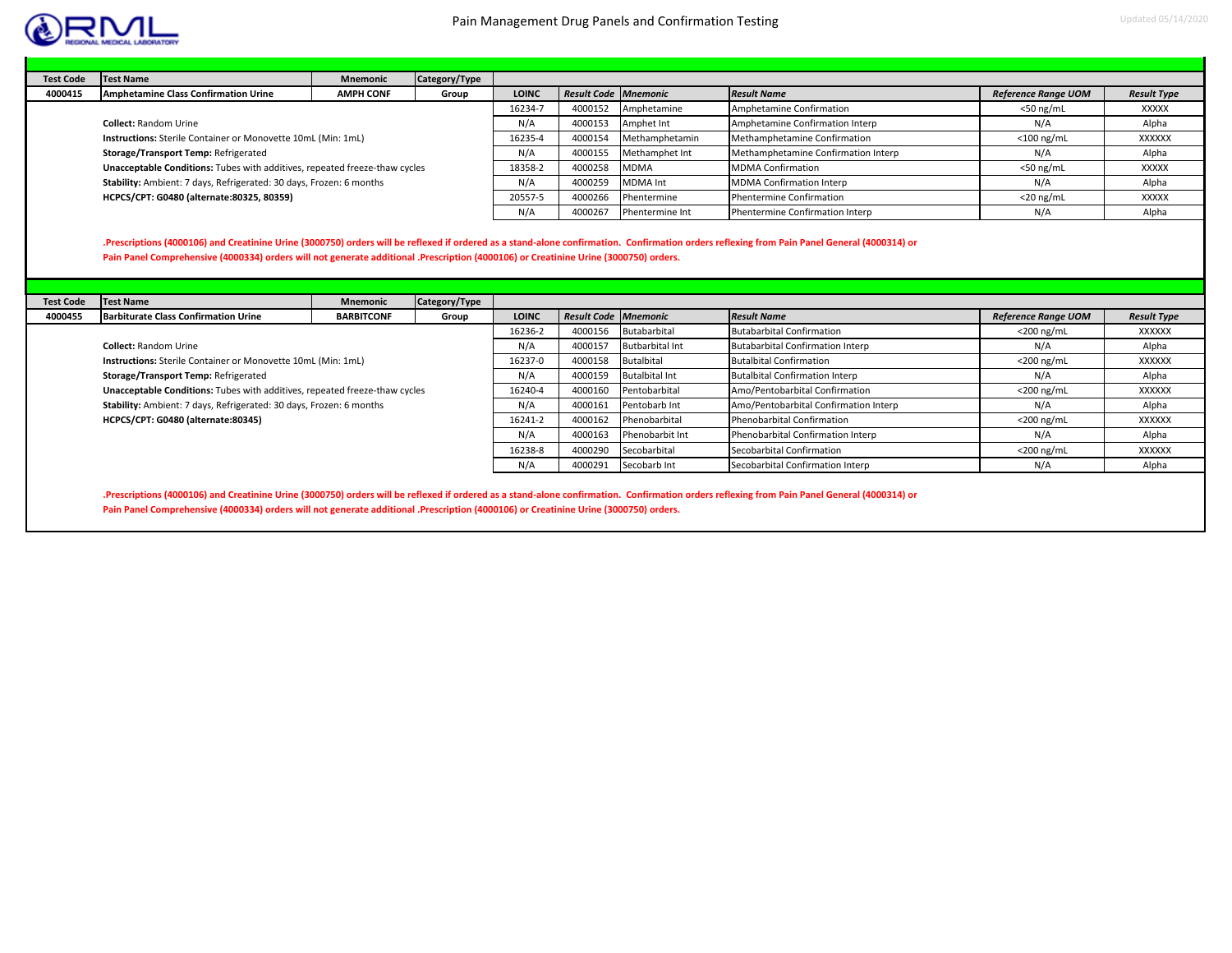| Test Code | Test Name | Mnemonic | Category/Type |
|---|---|---|---|
| 4000415 | Amphetamine Class Confirmation Urine | AMPH CONF | Group |

**Collect:** Random Urine
**Instructions:** Sterile Container or Monovette 10mL (Min: 1mL)
**Storage/Transport Temp:** Refrigerated
**Unacceptable Conditions:** Tubes with additives, repeated freeze-thaw cycles
**Stability:** Ambient: 7 days, Refrigerated: 30 days, Frozen: 6 months
**HCPCS/CPT: G0480 (alternate:80325, 80359)**

| LOINC | Result Code | Mnemonic | Result Name | Reference Range UOM | Result Type |
|---|---|---|---|---|---|
| 16234-7 | 4000152 | Amphetamine | Amphetamine Confirmation | <50 ng/mL | XXXXX |
| N/A | 4000153 | Amphet Int | Amphetamine Confirmation Interp | N/A | Alpha |
| 16235-4 | 4000154 | Methamphetamin | Methamphetamine Confirmation | <100 ng/mL | XXXXXX |
| N/A | 4000155 | Methamphet Int | Methamphetamine Confirmation Interp | N/A | Alpha |
| 18358-2 | 4000258 | MDMA | MDMA Confirmation | <50 ng/mL | XXXXX |
| N/A | 4000259 | MDMA Int | MDMA Confirmation Interp | N/A | Alpha |
| 20557-5 | 4000266 | Phentermine | Phentermine Confirmation | <20 ng/mL | XXXXX |
| N/A | 4000267 | Phentermine Int | Phentermine Confirmation Interp | N/A | Alpha |

**.Prescriptions (4000106) and Creatinine Urine (3000750) orders will be reflexed if ordered as a stand-alone confirmation. Confirmation orders reflexing from Pain Panel General (4000314) or Pain Panel Comprehensive (4000334) orders will not generate additional .Prescription (4000106) or Creatinine Urine (3000750) orders.**

| Test Code | Test Name | Mnemonic | Category/Type |
|---|---|---|---|
| 4000455 | Barbiturate Class Confirmation Urine | BARBITCONF | Group |

**Collect:** Random Urine
**Instructions:** Sterile Container or Monovette 10mL (Min: 1mL)
**Storage/Transport Temp:** Refrigerated
**Unacceptable Conditions:** Tubes with additives, repeated freeze-thaw cycles
**Stability:** Ambient: 7 days, Refrigerated: 30 days, Frozen: 6 months
**HCPCS/CPT: G0480 (alternate:80345)**

| LOINC | Result Code | Mnemonic | Result Name | Reference Range UOM | Result Type |
|---|---|---|---|---|---|
| 16236-2 | 4000156 | Butabarbital | Butabarbital Confirmation | <200 ng/mL | XXXXXX |
| N/A | 4000157 | Butbarbital Int | Butabarbital Confirmation Interp | N/A | Alpha |
| 16237-0 | 4000158 | Butalbital | Butalbital Confirmation | <200 ng/mL | XXXXXX |
| N/A | 4000159 | Butalbital Int | Butalbital Confirmation Interp | N/A | Alpha |
| 16240-4 | 4000160 | Pentobarbital | Amo/Pentobarbital Confirmation | <200 ng/mL | XXXXXX |
| N/A | 4000161 | Pentobarb Int | Amo/Pentobarbital Confirmation Interp | N/A | Alpha |
| 16241-2 | 4000162 | Phenobarbital | Phenobarbital Confirmation | <200 ng/mL | XXXXXX |
| N/A | 4000163 | Phenobarbit Int | Phenobarbital Confirmation Interp | N/A | Alpha |
| 16238-8 | 4000290 | Secobarbital | Secobarbital Confirmation | <200 ng/mL | XXXXXX |
| N/A | 4000291 | Secobarb Int | Secobarbital Confirmation Interp | N/A | Alpha |

**.Prescriptions (4000106) and Creatinine Urine (3000750) orders will be reflexed if ordered as a stand-alone confirmation. Confirmation orders reflexing from Pain Panel General (4000314) or Pain Panel Comprehensive (4000334) orders will not generate additional .Prescription (4000106) or Creatinine Urine (3000750) orders.**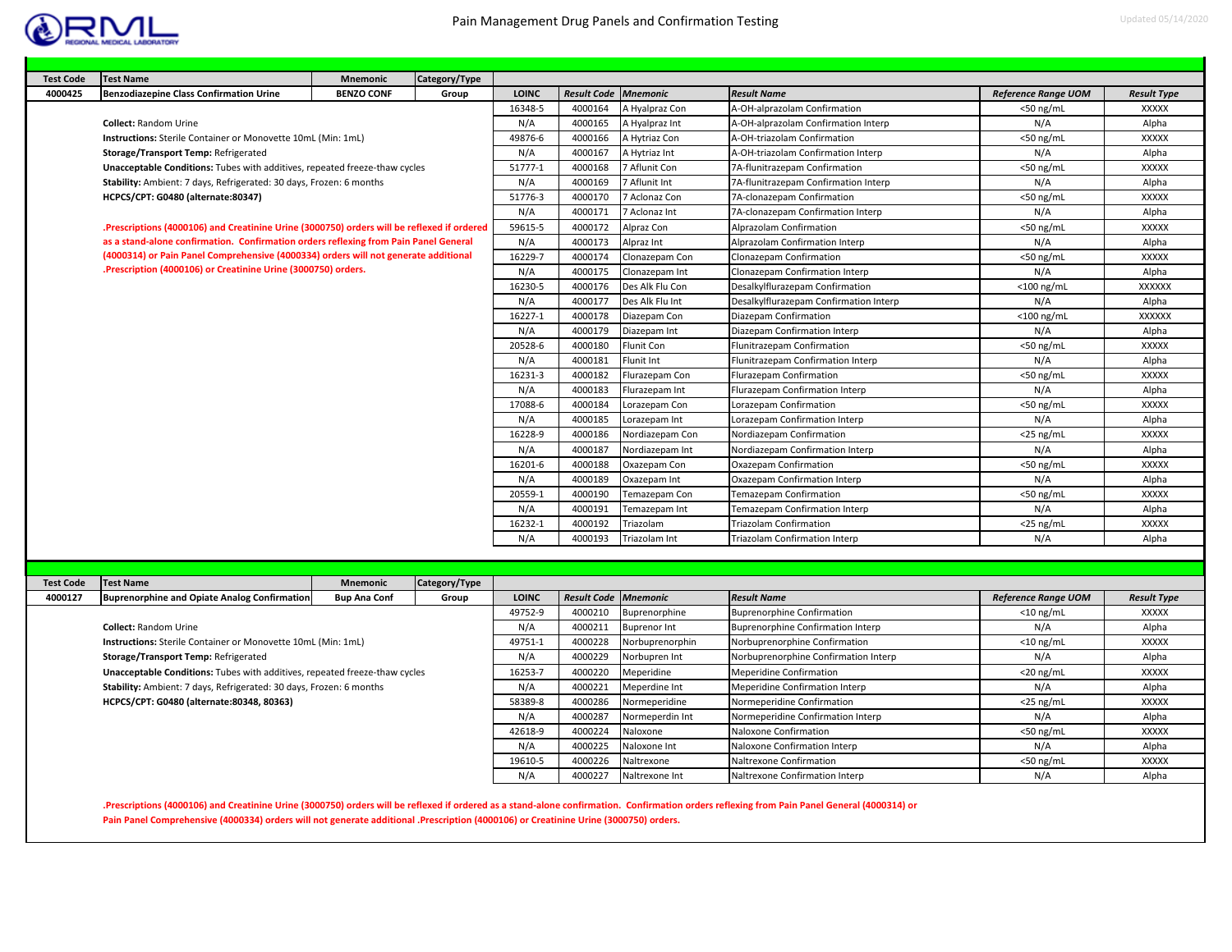# Pain Management Drug Panels and Confirmation Testing

| Test Code | Test Name | Mnemonic | Category/Type |
|---|---|---|---|
| 4000425 | Benzodiazepine Class Confirmation Urine | BENZO CONF | Group |

**Collect:** Random Urine

**Instructions:** Sterile Container or Monovette 10mL (Min: 1mL)

**Storage/Transport Temp:** Refrigerated

**Unacceptable Conditions:** Tubes with additives, repeated freeze-thaw cycles

**Stability:** Ambient: 7 days, Refrigerated: 30 days, Frozen: 6 months

**HCPCS/CPT: G0480 (alternate:80347)**

**.Prescriptions (4000106) and Creatinine Urine (3000750) orders will be reflexed if ordered as a stand-alone confirmation. Confirmation orders reflexing from Pain Panel General (4000314) or Pain Panel Comprehensive (4000334) orders will not generate additional .Prescription (4000106) or Creatinine Urine (3000750) orders.**

| LOINC | Result Code | Mnemonic | Result Name | Reference Range UOM | Result Type |
|---|---|---|---|---|---|
| 16348-5 | 4000164 | A Hyalpraz Con | A-OH-alprazolam Confirmation | <50 ng/mL | XXXXX |
| N/A | 4000165 | A Hyalpraz Int | A-OH-alprazolam Confirmation Interp | N/A | Alpha |
| 49876-6 | 4000166 | A Hytriaz Con | A-OH-triazolam Confirmation | <50 ng/mL | XXXXX |
| N/A | 4000167 | A Hytriaz Int | A-OH-triazolam Confirmation Interp | N/A | Alpha |
| 51777-1 | 4000168 | 7 Aflunit Con | 7A-flunitrazepam Confirmation | <50 ng/mL | XXXXX |
| N/A | 4000169 | 7 Aflunit Int | 7A-flunitrazepam Confirmation Interp | N/A | Alpha |
| 51776-3 | 4000170 | 7 Aclonaz Con | 7A-clonazepam Confirmation | <50 ng/mL | XXXXX |
| N/A | 4000171 | 7 Aclonaz Int | 7A-clonazepam Confirmation Interp | N/A | Alpha |
| 59615-5 | 4000172 | Alpraz Con | Alprazolam Confirmation | <50 ng/mL | XXXXX |
| N/A | 4000173 | Alpraz Int | Alprazolam Confirmation Interp | N/A | Alpha |
| 16229-7 | 4000174 | Clonazepam Con | Clonazepam Confirmation | <50 ng/mL | XXXXX |
| N/A | 4000175 | Clonazepam Int | Clonazepam Confirmation Interp | N/A | Alpha |
| 16230-5 | 4000176 | Des Alk Flu Con | Desalkylflurazepam Confirmation | <100 ng/mL | XXXXXX |
| N/A | 4000177 | Des Alk Flu Int | Desalkylflurazepam Confirmation Interp | N/A | Alpha |
| 16227-1 | 4000178 | Diazepam Con | Diazepam Confirmation | <100 ng/mL | XXXXXX |
| N/A | 4000179 | Diazepam Int | Diazepam Confirmation Interp | N/A | Alpha |
| 20528-6 | 4000180 | Flunit Con | Flunitrazepam Confirmation | <50 ng/mL | XXXXX |
| N/A | 4000181 | Flunit Int | Flunitrazepam Confirmation Interp | N/A | Alpha |
| 16231-3 | 4000182 | Flurazepam Con | Flurazepam Confirmation | <50 ng/mL | XXXXX |
| N/A | 4000183 | Flurazepam Int | Flurazepam Confirmation Interp | N/A | Alpha |
| 17088-6 | 4000184 | Lorazepam Con | Lorazepam Confirmation | <50 ng/mL | XXXXX |
| N/A | 4000185 | Lorazepam Int | Lorazepam Confirmation Interp | N/A | Alpha |
| 16228-9 | 4000186 | Nordiazepam Con | Nordiazepam Confirmation | <25 ng/mL | XXXXX |
| N/A | 4000187 | Nordiazepam Int | Nordiazepam Confirmation Interp | N/A | Alpha |
| 16201-6 | 4000188 | Oxazepam Con | Oxazepam Confirmation | <50 ng/mL | XXXXX |
| N/A | 4000189 | Oxazepam Int | Oxazepam Confirmation Interp | N/A | Alpha |
| 20559-1 | 4000190 | Temazepam Con | Temazepam Confirmation | <50 ng/mL | XXXXX |
| N/A | 4000191 | Temazepam Int | Temazepam Confirmation Interp | N/A | Alpha |
| 16232-1 | 4000192 | Triazolam | Triazolam Confirmation | <25 ng/mL | XXXXX |
| N/A | 4000193 | Triazolam Int | Triazolam Confirmation Interp | N/A | Alpha |

| Test Code | Test Name | Mnemonic | Category/Type |
|---|---|---|---|
| 4000127 | Buprenorphine and Opiate Analog Confirmation | Bup Ana Conf | Group |

**Collect:** Random Urine

**Instructions:** Sterile Container or Monovette 10mL (Min: 1mL)

**Storage/Transport Temp:** Refrigerated

**Unacceptable Conditions:** Tubes with additives, repeated freeze-thaw cycles

**Stability:** Ambient: 7 days, Refrigerated: 30 days, Frozen: 6 months

**HCPCS/CPT: G0480 (alternate:80348, 80363)**

| LOINC | Result Code | Mnemonic | Result Name | Reference Range UOM | Result Type |
|---|---|---|---|---|---|
| 49752-9 | 4000210 | Buprenorphine | Buprenorphine Confirmation | <10 ng/mL | XXXXX |
| N/A | 4000211 | Buprenor Int | Buprenorphine Confirmation Interp | N/A | Alpha |
| 49751-1 | 4000228 | Norbuprenorphin | Norbuprenorphine Confirmation | <10 ng/mL | XXXXX |
| N/A | 4000229 | Norbupren Int | Norbuprenorphine Confirmation Interp | N/A | Alpha |
| 16253-7 | 4000220 | Meperidine | Meperidine Confirmation | <20 ng/mL | XXXXX |
| N/A | 4000221 | Meperdine Int | Meperidine Confirmation Interp | N/A | Alpha |
| 58389-8 | 4000286 | Normeperidine | Normeperidine Confirmation | <25 ng/mL | XXXXX |
| N/A | 4000287 | Normeperdin Int | Normeperidine Confirmation Interp | N/A | Alpha |
| 42618-9 | 4000224 | Naloxone | Naloxone Confirmation | <50 ng/mL | XXXXX |
| N/A | 4000225 | Naloxone Int | Naloxone Confirmation Interp | N/A | Alpha |
| 19610-5 | 4000226 | Naltrexone | Naltrexone Confirmation | <50 ng/mL | XXXXX |
| N/A | 4000227 | Naltrexone Int | Naltrexone Confirmation Interp | N/A | Alpha |

**.Prescriptions (4000106) and Creatinine Urine (3000750) orders will be reflexed if ordered as a stand-alone confirmation. Confirmation orders reflexing from Pain Panel General (4000314) or Pain Panel Comprehensive (4000334) orders will not generate additional .Prescription (4000106) or Creatinine Urine (3000750) orders.**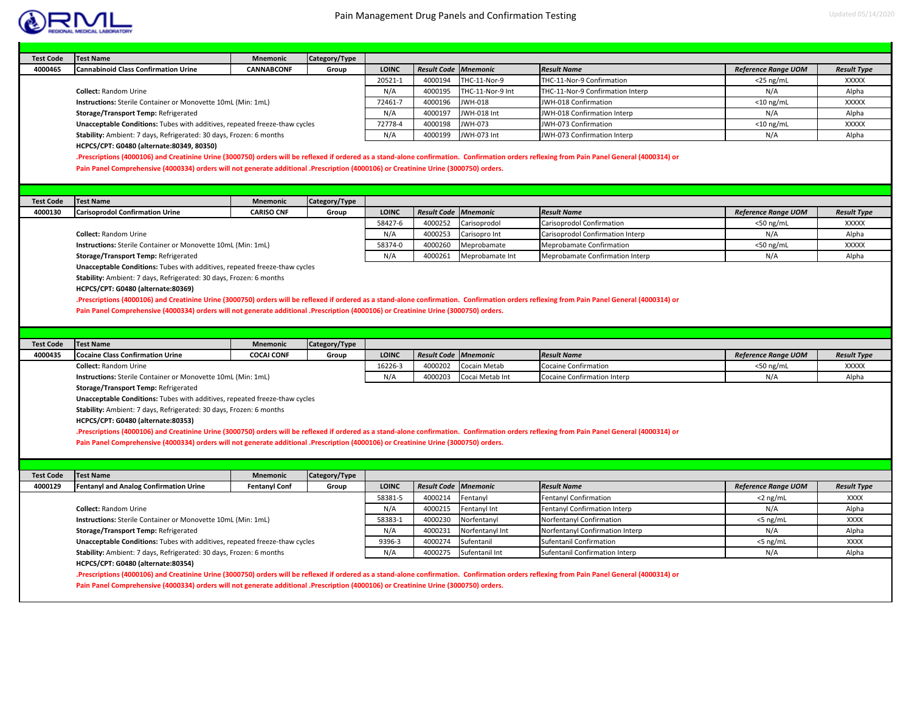## Cannabinoid Class Confirmation Urine

| Test Code | Test Name | Mnemonic | Category/Type |
|---|---|---|---|
| 4000465 | Cannabinoid Class Confirmation Urine | CANNABCONF | Group |

| LOINC | Result Code | Mnemonic | Result Name | Reference Range UOM | Result Type |
|---|---|---|---|---|---|
| 20521-1 | 4000194 | THC-11-Nor-9 | THC-11-Nor-9 Confirmation | <25 ng/mL | XXXXX |
| N/A | 4000195 | THC-11-Nor-9 Int | THC-11-Nor-9 Confirmation Interp | N/A | Alpha |
| 72461-7 | 4000196 | JWH-018 | JWH-018 Confirmation | <10 ng/mL | XXXXX |
| N/A | 4000197 | JWH-018 Int | JWH-018 Confirmation Interp | N/A | Alpha |
| 72778-4 | 4000198 | JWH-073 | JWH-073 Confirmation | <10 ng/mL | XXXXX |
| N/A | 4000199 | JWH-073 Int | JWH-073 Confirmation Interp | N/A | Alpha |

**Collect:** Random Urine
**Instructions:** Sterile Container or Monovette 10mL (Min: 1mL)
**Storage/Transport Temp:** Refrigerated
**Unacceptable Conditions:** Tubes with additives, repeated freeze-thaw cycles
**Stability:** Ambient: 7 days, Refrigerated: 30 days, Frozen: 6 months
**HCPCS/CPT: G0480 (alternate:80349, 80350)**

**.Prescriptions (4000106) and Creatinine Urine (3000750) orders will be reflexed if ordered as a stand-alone confirmation. Confirmation orders reflexing from Pain Panel General (4000314) or Pain Panel Comprehensive (4000334) orders will not generate additional .Prescription (4000106) or Creatinine Urine (3000750) orders.**

## Carisoprodol Confirmation Urine

| Test Code | Test Name | Mnemonic | Category/Type |
|---|---|---|---|
| 4000130 | Carisoprodol Confirmation Urine | CARISO CNF | Group |

| LOINC | Result Code | Mnemonic | Result Name | Reference Range UOM | Result Type |
|---|---|---|---|---|---|
| 58427-6 | 4000252 | Carisoprodol | Carisoprodol Confirmation | <50 ng/mL | XXXXX |
| N/A | 4000253 | Carisopro Int | Carisoprodol Confirmation Interp | N/A | Alpha |
| 58374-0 | 4000260 | Meprobamate | Meprobamate Confirmation | <50 ng/mL | XXXXX |
| N/A | 4000261 | Meprobamate Int | Meprobamate Confirmation Interp | N/A | Alpha |

**Collect:** Random Urine
**Instructions:** Sterile Container or Monovette 10mL (Min: 1mL)
**Storage/Transport Temp:** Refrigerated
**Unacceptable Conditions:** Tubes with additives, repeated freeze-thaw cycles
**Stability:** Ambient: 7 days, Refrigerated: 30 days, Frozen: 6 months
**HCPCS/CPT: G0480 (alternate:80369)**

**.Prescriptions (4000106) and Creatinine Urine (3000750) orders will be reflexed if ordered as a stand-alone confirmation. Confirmation orders reflexing from Pain Panel General (4000314) or Pain Panel Comprehensive (4000334) orders will not generate additional .Prescription (4000106) or Creatinine Urine (3000750) orders.**

## Cocaine Class Confirmation Urine

| Test Code | Test Name | Mnemonic | Category/Type |
|---|---|---|---|
| 4000435 | Cocaine Class Confirmation Urine | COCAI CONF | Group |

| LOINC | Result Code | Mnemonic | Result Name | Reference Range UOM | Result Type |
|---|---|---|---|---|---|
| 16226-3 | 4000202 | Cocain Metab | Cocaine Confirmation | <50 ng/mL | XXXXX |
| N/A | 4000203 | Cocai Metab Int | Cocaine Confirmation Interp | N/A | Alpha |

**Collect:** Random Urine
**Instructions:** Sterile Container or Monovette 10mL (Min: 1mL)
**Storage/Transport Temp:** Refrigerated
**Unacceptable Conditions:** Tubes with additives, repeated freeze-thaw cycles
**Stability:** Ambient: 7 days, Refrigerated: 30 days, Frozen: 6 months
**HCPCS/CPT: G0480 (alternate:80353)**

**.Prescriptions (4000106) and Creatinine Urine (3000750) orders will be reflexed if ordered as a stand-alone confirmation. Confirmation orders reflexing from Pain Panel General (4000314) or Pain Panel Comprehensive (4000334) orders will not generate additional .Prescription (4000106) or Creatinine Urine (3000750) orders.**

## Fentanyl and Analog Confirmation Urine

| Test Code | Test Name | Mnemonic | Category/Type |
|---|---|---|---|
| 4000129 | Fentanyl and Analog Confirmation Urine | Fentanyl Conf | Group |

| LOINC | Result Code | Mnemonic | Result Name | Reference Range UOM | Result Type |
|---|---|---|---|---|---|
| 58381-5 | 4000214 | Fentanyl | Fentanyl Confirmation | <2 ng/mL | XXXX |
| N/A | 4000215 | Fentanyl Int | Fentanyl Confirmation Interp | N/A | Alpha |
| 58383-1 | 4000230 | Norfentanyl | Norfentanyl Confirmation | <5 ng/mL | XXXX |
| N/A | 4000231 | Norfentanyl Int | Norfentanyl Confirmation Interp | N/A | Alpha |
| 9396-3 | 4000274 | Sufentanil | Sufentanil Confirmation | <5 ng/mL | XXXX |
| N/A | 4000275 | Sufentanil Int | Sufentanil Confirmation Interp | N/A | Alpha |

**Collect:** Random Urine
**Instructions:** Sterile Container or Monovette 10mL (Min: 1mL)
**Storage/Transport Temp:** Refrigerated
**Unacceptable Conditions:** Tubes with additives, repeated freeze-thaw cycles
**Stability:** Ambient: 7 days, Refrigerated: 30 days, Frozen: 6 months
**HCPCS/CPT: G0480 (alternate:80354)**

**.Prescriptions (4000106) and Creatinine Urine (3000750) orders will be reflexed if ordered as a stand-alone confirmation. Confirmation orders reflexing from Pain Panel General (4000314) or Pain Panel Comprehensive (4000334) orders will not generate additional .Prescription (4000106) or Creatinine Urine (3000750) orders.**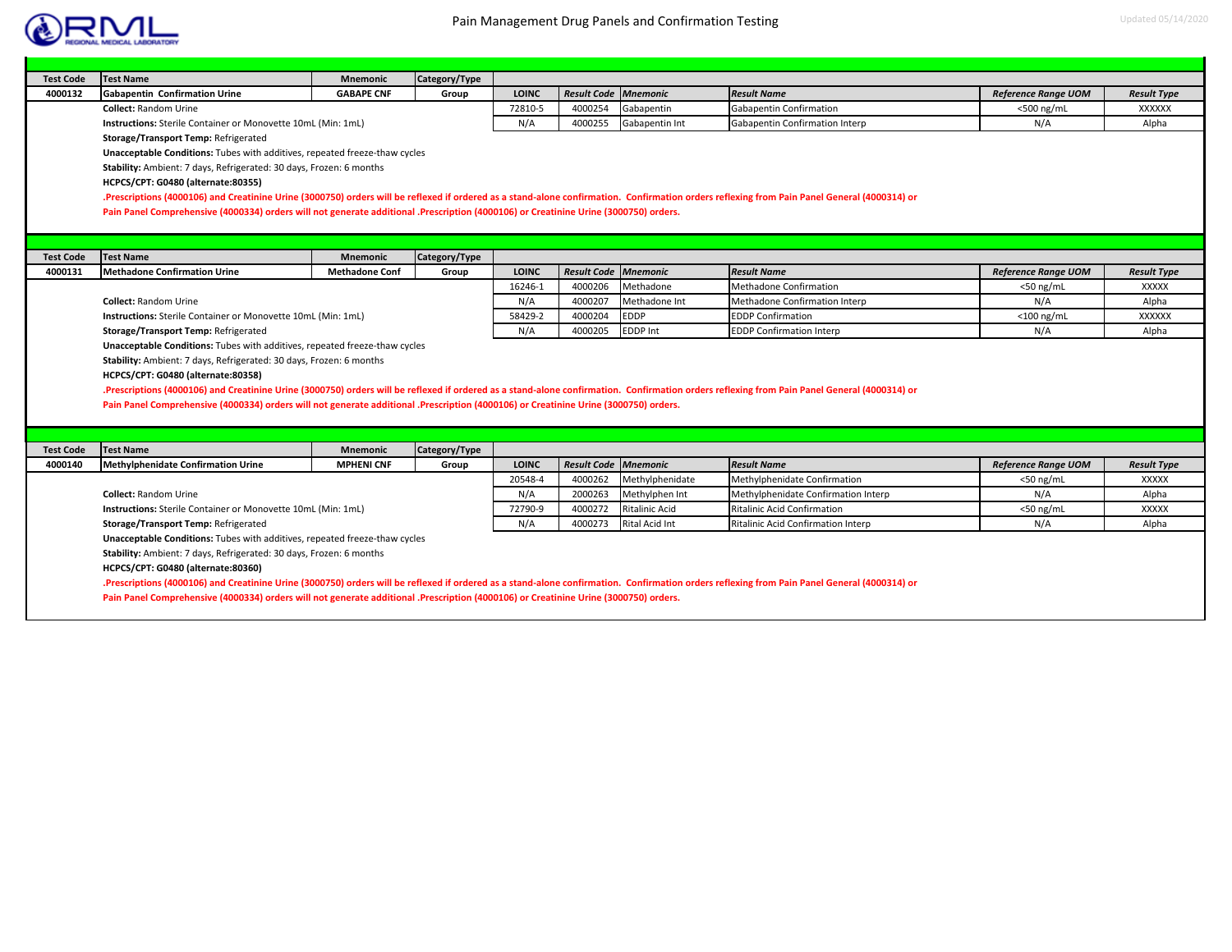# Pain Management Drug Panels and Confirmation Testing

| Test Code | Test Name | Mnemonic | Category/Type |
|---|---|---|---|
| 4000132 | Gabapentin Confirmation Urine | GABAPE CNF | Group |

| LOINC | Result Code | Mnemonic | Result Name | Reference Range UOM | Result Type |
|---|---|---|---|---|---|
| 72810-5 | 4000254 | Gabapentin | Gabapentin Confirmation | <500 ng/mL | XXXXXX |
| N/A | 4000255 | Gabapentin Int | Gabapentin Confirmation Interp | N/A | Alpha |

**Collect:** Random Urine

**Instructions:** Sterile Container or Monovette 10mL (Min: 1mL)

**Storage/Transport Temp:** Refrigerated

**Unacceptable Conditions:** Tubes with additives, repeated freeze-thaw cycles

**Stability:** Ambient: 7 days, Refrigerated: 30 days, Frozen: 6 months

**HCPCS/CPT: G0480 (alternate:80355)**

**.Prescriptions (4000106) and Creatinine Urine (3000750) orders will be reflexed if ordered as a stand-alone confirmation. Confirmation orders reflexing from Pain Panel General (4000314) or Pain Panel Comprehensive (4000334) orders will not generate additional .Prescription (4000106) or Creatinine Urine (3000750) orders.**

| Test Code | Test Name | Mnemonic | Category/Type |
|---|---|---|---|
| 4000131 | Methadone Confirmation Urine | Methadone Conf | Group |

| LOINC | Result Code | Mnemonic | Result Name | Reference Range UOM | Result Type |
|---|---|---|---|---|---|
| 16246-1 | 4000206 | Methadone | Methadone Confirmation | <50 ng/mL | XXXXX |
| N/A | 4000207 | Methadone Int | Methadone Confirmation Interp | N/A | Alpha |
| 58429-2 | 4000204 | EDDP | EDDP Confirmation | <100 ng/mL | XXXXXX |
| N/A | 4000205 | EDDP Int | EDDP Confirmation Interp | N/A | Alpha |

**Collect:** Random Urine

**Instructions:** Sterile Container or Monovette 10mL (Min: 1mL)

**Storage/Transport Temp:** Refrigerated

**Unacceptable Conditions:** Tubes with additives, repeated freeze-thaw cycles

**Stability:** Ambient: 7 days, Refrigerated: 30 days, Frozen: 6 months

**HCPCS/CPT: G0480 (alternate:80358)**

**.Prescriptions (4000106) and Creatinine Urine (3000750) orders will be reflexed if ordered as a stand-alone confirmation. Confirmation orders reflexing from Pain Panel General (4000314) or Pain Panel Comprehensive (4000334) orders will not generate additional .Prescription (4000106) or Creatinine Urine (3000750) orders.**

| Test Code | Test Name | Mnemonic | Category/Type |
|---|---|---|---|
| 4000140 | Methylphenidate Confirmation Urine | MPHENI CNF | Group |

| LOINC | Result Code | Mnemonic | Result Name | Reference Range UOM | Result Type |
|---|---|---|---|---|---|
| 20548-4 | 4000262 | Methylphenidate | Methylphenidate Confirmation | <50 ng/mL | XXXXX |
| N/A | 2000263 | Methylphen Int | Methylphenidate Confirmation Interp | N/A | Alpha |
| 72790-9 | 4000272 | Ritalinic Acid | Ritalinic Acid Confirmation | <50 ng/mL | XXXXX |
| N/A | 4000273 | Rital Acid Int | Ritalinic Acid Confirmation Interp | N/A | Alpha |

**Collect:** Random Urine

**Instructions:** Sterile Container or Monovette 10mL (Min: 1mL)

**Storage/Transport Temp:** Refrigerated

**Unacceptable Conditions:** Tubes with additives, repeated freeze-thaw cycles

**Stability:** Ambient: 7 days, Refrigerated: 30 days, Frozen: 6 months

**HCPCS/CPT: G0480 (alternate:80360)**

**.Prescriptions (4000106) and Creatinine Urine (3000750) orders will be reflexed if ordered as a stand-alone confirmation. Confirmation orders reflexing from Pain Panel General (4000314) or Pain Panel Comprehensive (4000334) orders will not generate additional .Prescription (4000106) or Creatinine Urine (3000750) orders.**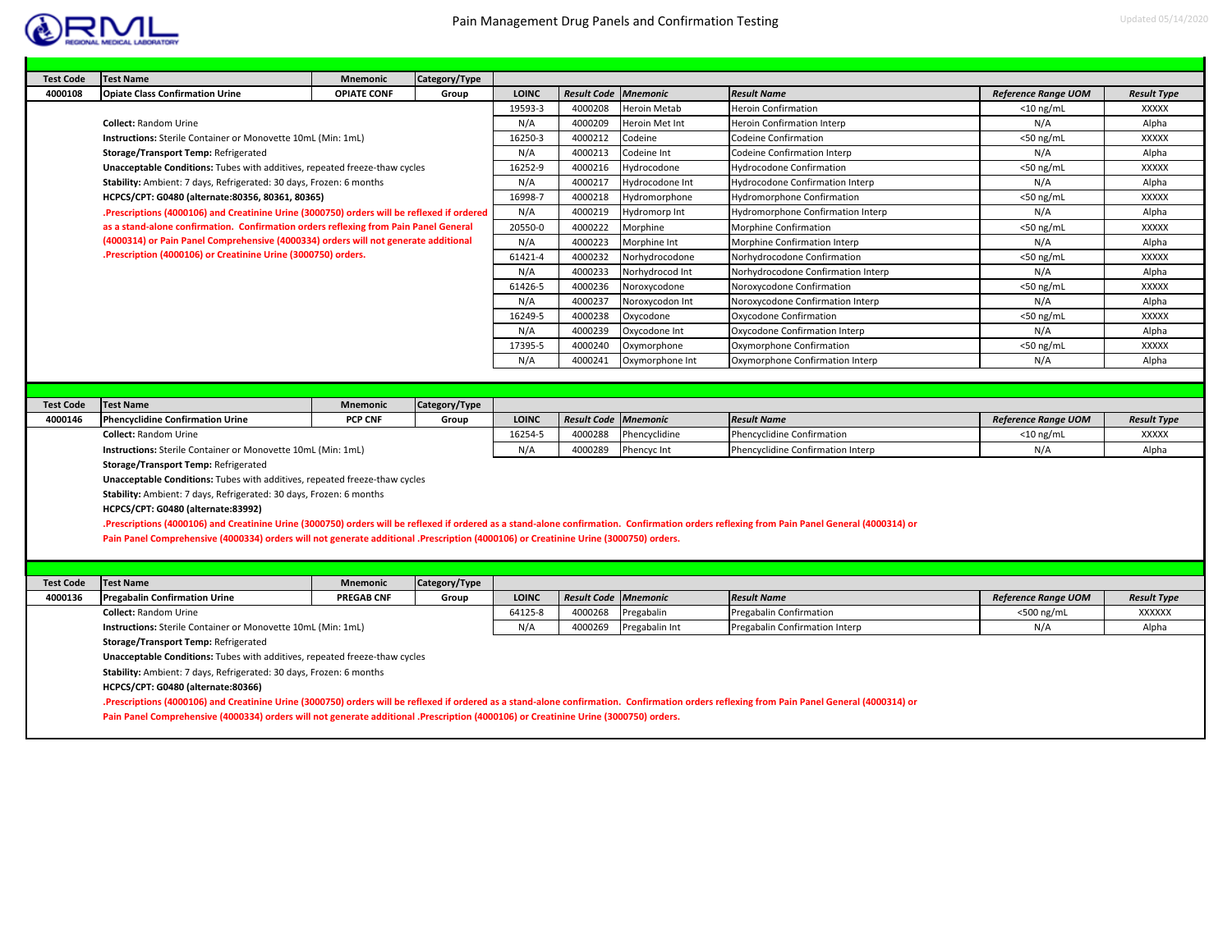| Test Code | Test Name | Mnemonic | Category/Type |
|---|---|---|---|
| 4000108 | Opiate Class Confirmation Urine | OPIATE CONF | Group |

**Collect:** Random Urine

**Instructions:** Sterile Container or Monovette 10mL (Min: 1mL)

**Storage/Transport Temp:** Refrigerated

**Unacceptable Conditions:** Tubes with additives, repeated freeze-thaw cycles

**Stability:** Ambient: 7 days, Refrigerated: 30 days, Frozen: 6 months

**HCPCS/CPT: G0480 (alternate:80356, 80361, 80365)**

**.Precriptions (4000106) and Creatinine Urine (3000750) orders will be reflexed if ordered as a stand-alone confirmation. Confirmation orders reflexing from Pain Panel General (4000314) or Pain Panel Comprehensive (4000334) orders will not generate additional .Prescription (4000106) or Creatinine Urine (3000750) orders.**

| LOINC | Result Code | Mnemonic | Result Name | Reference Range UOM | Result Type |
|---|---|---|---|---|---|
| 19593-3 | 4000208 | Heroin Metab | Heroin Confirmation | <10 ng/mL | XXXXX |
| N/A | 4000209 | Heroin Met Int | Heroin Confirmation Interp | N/A | Alpha |
| 16250-3 | 4000212 | Codeine | Codeine Confirmation | <50 ng/mL | XXXXX |
| N/A | 4000213 | Codeine Int | Codeine Confirmation Interp | N/A | Alpha |
| 16252-9 | 4000216 | Hydrocodone | Hydrocodone Confirmation | <50 ng/mL | XXXXX |
| N/A | 4000217 | Hydrocodone Int | Hydrocodone Confirmation Interp | N/A | Alpha |
| 16998-7 | 4000218 | Hydromorphone | Hydromorphone Confirmation | <50 ng/mL | XXXXX |
| N/A | 4000219 | Hydromorp Int | Hydromorphone Confirmation Interp | N/A | Alpha |
| 20550-0 | 4000222 | Morphine | Morphine Confirmation | <50 ng/mL | XXXXX |
| N/A | 4000223 | Morphine Int | Morphine Confirmation Interp | N/A | Alpha |
| 61421-4 | 4000232 | Norhydrocodone | Norhydrocodone Confirmation | <50 ng/mL | XXXXX |
| N/A | 4000233 | Norhydrocod Int | Norhydrocodone Confirmation Interp | N/A | Alpha |
| 61426-5 | 4000236 | Noroxycodone | Noroxycodone Confirmation | <50 ng/mL | XXXXX |
| N/A | 4000237 | Noroxycodon Int | Noroxycodone Confirmation Interp | N/A | Alpha |
| 16249-5 | 4000238 | Oxycodone | Oxycodone Confirmation | <50 ng/mL | XXXXX |
| N/A | 4000239 | Oxycodone Int | Oxycodone Confirmation Interp | N/A | Alpha |
| 17395-5 | 4000240 | Oxymorphone | Oxymorphone Confirmation | <50 ng/mL | XXXXX |
| N/A | 4000241 | Oxymorphone Int | Oxymorphone Confirmation Interp | N/A | Alpha |

| Test Code | Test Name | Mnemonic | Category/Type |
|---|---|---|---|
| 4000146 | Phencyclidine Confirmation Urine | PCP CNF | Group |

| LOINC | Result Code | Mnemonic | Result Name | Reference Range UOM | Result Type |
|---|---|---|---|---|---|
| 16254-5 | 4000288 | Phencyclidine | Phencyclidine Confirmation | <10 ng/mL | XXXXX |
| N/A | 4000289 | Phencyc Int | Phencyclidine Confirmation Interp | N/A | Alpha |

**Collect:** Random Urine

**Instructions:** Sterile Container or Monovette 10mL (Min: 1mL)

**Storage/Transport Temp:** Refrigerated

**Unacceptable Conditions:** Tubes with additives, repeated freeze-thaw cycles

**Stability:** Ambient: 7 days, Refrigerated: 30 days, Frozen: 6 months

**HCPCS/CPT: G0480 (alternate:83992)**

**.Prescriptions (4000106) and Creatinine Urine (3000750) orders will be reflexed if ordered as a stand-alone confirmation. Confirmation orders reflexing from Pain Panel General (4000314) or Pain Panel Comprehensive (4000334) orders will not generate additional .Prescription (4000106) or Creatinine Urine (3000750) orders.**

| Test Code | Test Name | Mnemonic | Category/Type |
|---|---|---|---|
| 4000136 | Pregabalin Confirmation Urine | PREGAB CNF | Group |

| LOINC | Result Code | Mnemonic | Result Name | Reference Range UOM | Result Type |
|---|---|---|---|---|---|
| 64125-8 | 4000268 | Pregabalin | Pregabalin Confirmation | <500 ng/mL | XXXXXX |
| N/A | 4000269 | Pregabalin Int | Pregabalin Confirmation Interp | N/A | Alpha |

**Collect:** Random Urine

**Instructions:** Sterile Container or Monovette 10mL (Min: 1mL)

**Storage/Transport Temp:** Refrigerated

**Unacceptable Conditions:** Tubes with additives, repeated freeze-thaw cycles

**Stability:** Ambient: 7 days, Refrigerated: 30 days, Frozen: 6 months

**HCPCS/CPT: G0480 (alternate:80366)**

**.Prescriptions (4000106) and Creatinine Urine (3000750) orders will be reflexed if ordered as a stand-alone confirmation. Confirmation orders reflexing from Pain Panel General (4000314) or Pain Panel Comprehensive (4000334) orders will not generate additional .Prescription (4000106) or Creatinine Urine (3000750) orders.**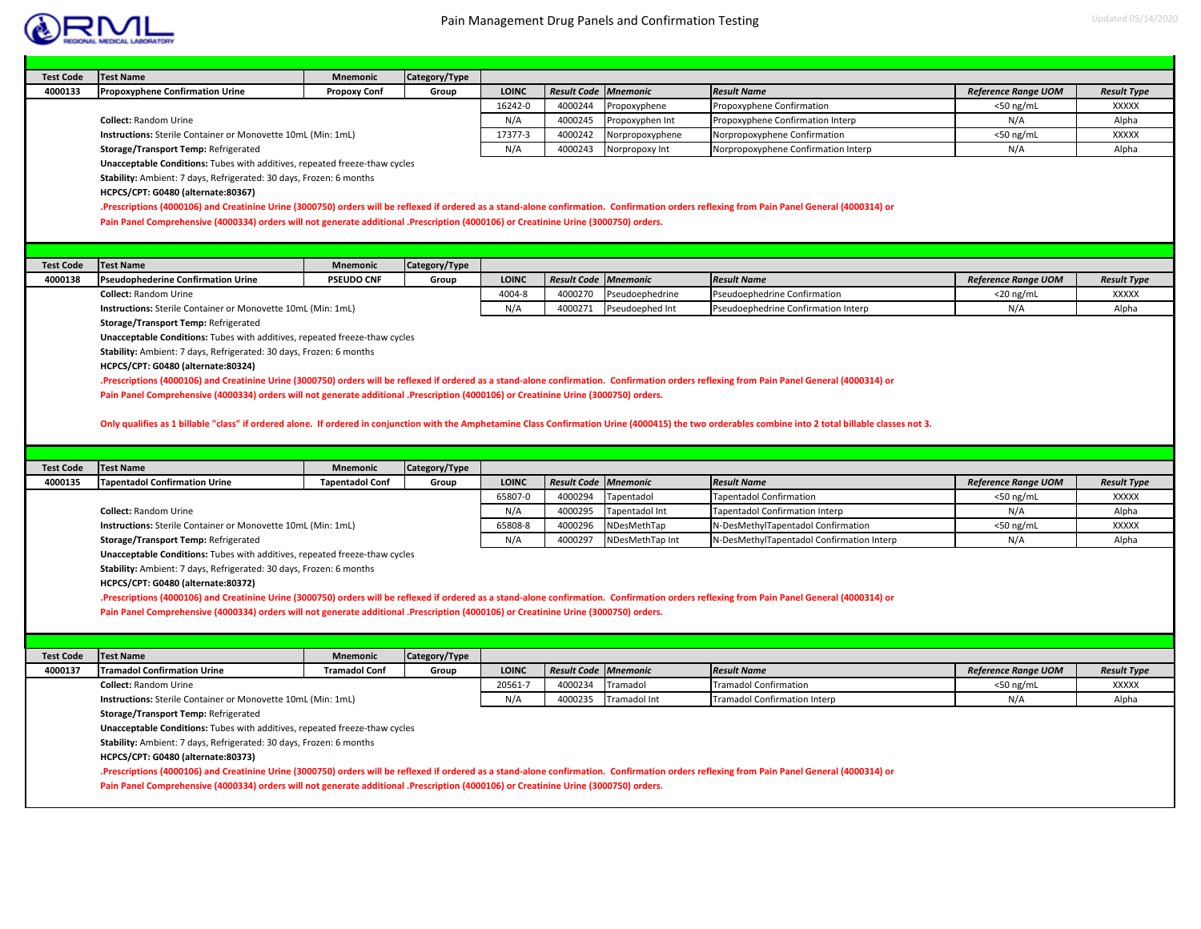# Pain Management Drug Panels and Confirmation Testing

Updated 05/14/2020

| Test Code | Test Name | Mnemonic | Category/Type |
|---|---|---|---|
| 4000133 | Propoxyphene Confirmation Urine | Propoxy Conf | Group |

| LOINC | Result Code | Mnemonic | Result Name | Reference Range UOM | Result Type |
|---|---|---|---|---|---|
| 16242-0 | 4000244 | Propoxyphene | Propoxyphene Confirmation | <50 ng/mL | XXXXX |
| N/A | 4000245 | Propoxyphen Int | Propoxyphene Confirmation Interp | N/A | Alpha |
| 17377-3 | 4000242 | Norpropoxyphene | Norpropoxyphene Confirmation | <50 ng/mL | XXXXX |
| N/A | 4000243 | Norpropoxy Int | Norpropoxyphene Confirmation Interp | N/A | Alpha |

**Collect:** Random Urine

**Instructions:** Sterile Container or Monovette 10mL (Min: 1mL)

**Storage/Transport Temp:** Refrigerated

**Unacceptable Conditions:** Tubes with additives, repeated freeze-thaw cycles

**Stability:** Ambient: 7 days, Refrigerated: 30 days, Frozen: 6 months

**HCPCS/CPT: G0480 (alternate:80367)**

**.Prescriptions (4000106) and Creatinine Urine (3000750) orders will be reflexed if ordered as a stand-alone confirmation. Confirmation orders reflexing from Pain Panel General (4000314) or Pain Panel Comprehensive (4000334) orders will not generate additional .Prescription (4000106) or Creatinine Urine (3000750) orders.**

---

| Test Code | Test Name | Mnemonic | Category/Type |
|---|---|---|---|
| 4000138 | Pseudophederine Confirmation Urine | PSEUDO CNF | Group |

| LOINC | Result Code | Mnemonic | Result Name | Reference Range UOM | Result Type |
|---|---|---|---|---|---|
| 4004-8 | 4000270 | Pseudoephedrine | Pseudoephedrine Confirmation | <20 ng/mL | XXXXX |
| N/A | 4000271 | Pseudoephed Int | Pseudoephedrine Confirmation Interp | N/A | Alpha |

**Collect:** Random Urine

**Instructions:** Sterile Container or Monovette 10mL (Min: 1mL)

**Storage/Transport Temp:** Refrigerated

**Unacceptable Conditions:** Tubes with additives, repeated freeze-thaw cycles

**Stability:** Ambient: 7 days, Refrigerated: 30 days, Frozen: 6 months

**HCPCS/CPT: G0480 (alternate:80324)**

**.Prescriptions (4000106) and Creatinine Urine (3000750) orders will be reflexed if ordered as a stand-alone confirmation. Confirmation orders reflexing from Pain Panel General (4000314) or Pain Panel Comprehensive (4000334) orders will not generate additional .Prescription (4000106) or Creatinine Urine (3000750) orders.**

**Only qualifies as 1 billable "class" if ordered alone. If ordered in conjunction with the Amphetamine Class Confirmation Urine (4000415) the two orderables combine into 2 total billable classes not 3.**

---

| Test Code | Test Name | Mnemonic | Category/Type |
|---|---|---|---|
| 4000135 | Tapentadol Confirmation Urine | Tapentadol Conf | Group |

| LOINC | Result Code | Mnemonic | Result Name | Reference Range UOM | Result Type |
|---|---|---|---|---|---|
| 65807-0 | 4000294 | Tapentadol | Tapentadol Confirmation | <50 ng/mL | XXXXX |
| N/A | 4000295 | Tapentadol Int | Tapentadol Confirmation Interp | N/A | Alpha |
| 65808-8 | 4000296 | NDesMethTap | N-DesMethylTapentadol Confirmation | <50 ng/mL | XXXXX |
| N/A | 4000297 | NDesMethTap Int | N-DesMethylTapentadol Confirmation Interp | N/A | Alpha |

**Collect:** Random Urine

**Instructions:** Sterile Container or Monovette 10mL (Min: 1mL)

**Storage/Transport Temp:** Refrigerated

**Unacceptable Conditions:** Tubes with additives, repeated freeze-thaw cycles

**Stability:** Ambient: 7 days, Refrigerated: 30 days, Frozen: 6 months

**HCPCS/CPT: G0480 (alternate:80372)**

**.Prescriptions (4000106) and Creatinine Urine (3000750) orders will be reflexed if ordered as a stand-alone confirmation. Confirmation orders reflexing from Pain Panel General (4000314) or Pain Panel Comprehensive (4000334) orders will not generate additional .Prescription (4000106) or Creatinine Urine (3000750) orders.**

---

| Test Code | Test Name | Mnemonic | Category/Type |
|---|---|---|---|
| 4000137 | Tramadol Confirmation Urine | Tramadol Conf | Group |

| LOINC | Result Code | Mnemonic | Result Name | Reference Range UOM | Result Type |
|---|---|---|---|---|---|
| 20561-7 | 4000234 | Tramadol | Tramadol Confirmation | <50 ng/mL | XXXXX |
| N/A | 4000235 | Tramadol Int | Tramadol Confirmation Interp | N/A | Alpha |

**Collect:** Random Urine

**Instructions:** Sterile Container or Monovette 10mL (Min: 1mL)

**Storage/Transport Temp:** Refrigerated

**Unacceptable Conditions:** Tubes with additives, repeated freeze-thaw cycles

**Stability:** Ambient: 7 days, Refrigerated: 30 days, Frozen: 6 months

**HCPCS/CPT: G0480 (alternate:80373)**

**.Prescriptions (4000106) and Creatinine Urine (3000750) orders will be reflexed if ordered as a stand-alone confirmation. Confirmation orders reflexing from Pain Panel General (4000314) or Pain Panel Comprehensive (4000334) orders will not generate additional .Prescription (4000106) or Creatinine Urine (3000750) orders.**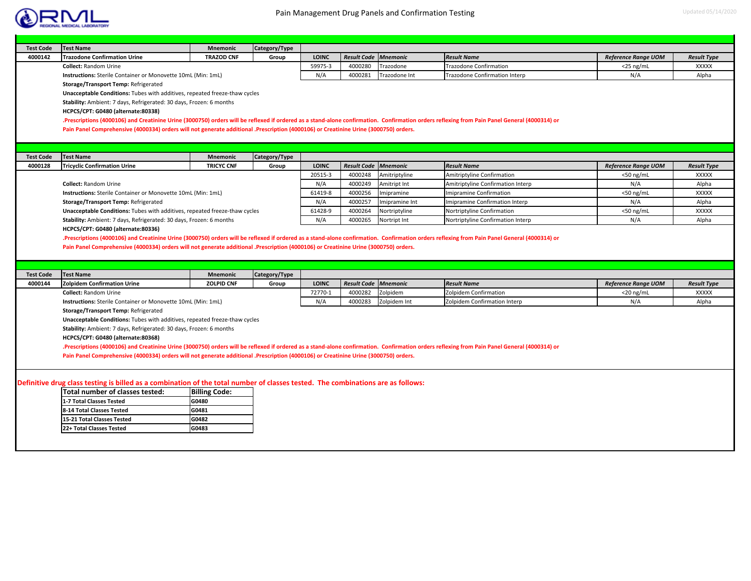| Test Code | Test Name | Mnemonic | Category/Type |
|---|---|---|---|
| 4000142 | Trazodone Confirmation Urine | TRAZOD CNF | Group |

| LOINC | Result Code | Mnemonic | Result Name | Reference Range UOM | Result Type |
|---|---|---|---|---|---|
| 59975-3 | 4000280 | Trazodone | Trazodone Confirmation | <25 ng/mL | XXXXX |
| N/A | 4000281 | Trazodone Int | Trazodone Confirmation Interp | N/A | Alpha |

**Collect:** Random Urine

**Instructions:** Sterile Container or Monovette 10mL (Min: 1mL)

**Storage/Transport Temp:** Refrigerated

**Unacceptable Conditions:** Tubes with additives, repeated freeze-thaw cycles

**Stability:** Ambient: 7 days, Refrigerated: 30 days, Frozen: 6 months

**HCPCS/CPT: G0480 (alternate:80338)**

**.Prescriptions (4000106) and Creatinine Urine (3000750) orders will be reflexed if ordered as a stand-alone confirmation. Confirmation orders reflexing from Pain Panel General (4000314) or Pain Panel Comprehensive (4000334) orders will not generate additional .Prescription (4000106) or Creatinine Urine (3000750) orders.**

| Test Code | Test Name | Mnemonic | Category/Type |
|---|---|---|---|
| 4000128 | Tricyclic Confirmation Urine | TRICYC CNF | Group |

| LOINC | Result Code | Mnemonic | Result Name | Reference Range UOM | Result Type |
|---|---|---|---|---|---|
| 20515-3 | 4000248 | Amitriptyline | Amitriptyline Confirmation | <50 ng/mL | XXXXX |
| N/A | 4000249 | Amitript Int | Amitriptyline Confirmation Interp | N/A | Alpha |
| 61419-8 | 4000256 | Imipramine | Imipramine Confirmation | <50 ng/mL | XXXXX |
| N/A | 4000257 | Imipramine Int | Imipramine Confirmation Interp | N/A | Alpha |
| 61428-9 | 4000264 | Nortriptyline | Nortriptyline Confirmation | <50 ng/mL | XXXXX |
| N/A | 4000265 | Nortript Int | Nortriptyline Confirmation Interp | N/A | Alpha |

**Collect:** Random Urine

**Instructions:** Sterile Container or Monovette 10mL (Min: 1mL)

**Storage/Transport Temp:** Refrigerated

**Unacceptable Conditions:** Tubes with additives, repeated freeze-thaw cycles

**Stability:** Ambient: 7 days, Refrigerated: 30 days, Frozen: 6 months

**HCPCS/CPT: G0480 (alternate:80336)**

**.Prescriptions (4000106) and Creatinine Urine (3000750) orders will be reflexed if ordered as a stand-alone confirmation. Confirmation orders reflexing from Pain Panel General (4000314) or Pain Panel Comprehensive (4000334) orders will not generate additional .Prescription (4000106) or Creatinine Urine (3000750) orders.**

| Test Code | Test Name | Mnemonic | Category/Type |
|---|---|---|---|
| 4000144 | Zolpidem Confirmation Urine | ZOLPID CNF | Group |

| LOINC | Result Code | Mnemonic | Result Name | Reference Range UOM | Result Type |
|---|---|---|---|---|---|
| 72770-1 | 4000282 | Zolpidem | Zolpidem Confirmation | <20 ng/mL | XXXXX |
| N/A | 4000283 | Zolpidem Int | Zolpidem Confirmation Interp | N/A | Alpha |

**Collect:** Random Urine

**Instructions:** Sterile Container or Monovette 10mL (Min: 1mL)

**Storage/Transport Temp:** Refrigerated

**Unacceptable Conditions:** Tubes with additives, repeated freeze-thaw cycles

**Stability:** Ambient: 7 days, Refrigerated: 30 days, Frozen: 6 months

**HCPCS/CPT: G0480 (alternate:80368)**

**.Prescriptions (4000106) and Creatinine Urine (3000750) orders will be reflexed if ordered as a stand-alone confirmation. Confirmation orders reflexing from Pain Panel General (4000314) or Pain Panel Comprehensive (4000334) orders will not generate additional .Prescription (4000106) or Creatinine Urine (3000750) orders.**

**Definitive drug class testing is billed as a combination of the total number of classes tested. The combinations are as follows:**

| Total number of classes tested: | Billing Code: |
|---|---|
| 1-7 Total Classes Tested | G0480 |
| 8-14 Total Classes Tested | G0481 |
| 15-21 Total Classes Tested | G0482 |
| 22+ Total Classes Tested | G0483 |